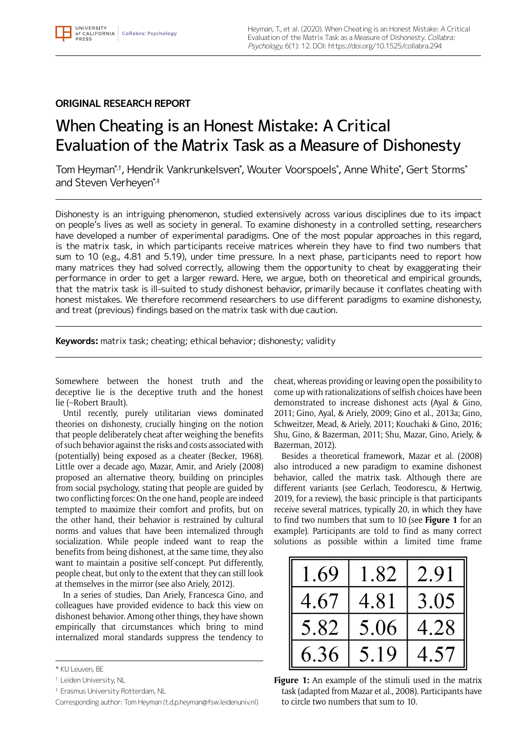## ORIGINAL RESEARCH REPORT

# When Cheating is an Honest Mistake: A Critical Evaluation of the Matrix Task as a Measure of Dishonesty

Tom Heyman[*,†], Hendrik Vankrunkelsven[*], Wouter Voorspoels[*], Anne White[*], Gert Storms[*] and Steven Verheyen[*,‡]

Dishonesty is an intriguing phenomenon, studied extensively across various disciplines due to its impact on people's lives as well as society in general. To examine dishonesty in a controlled setting, researchers have developed a number of experimental paradigms. One of the most popular approaches in this regard, is the matrix task, in which participants receive matrices wherein they have to find two numbers that sum to 10 (e.g., 4.81 and 5.19), under time pressure. In a next phase, participants need to report how many matrices they had solved correctly, allowing them the opportunity to cheat by exaggerating their performance in order to get a larger reward. Here, we argue, both on theoretical and empirical grounds, that the matrix task is ill-suited to study dishonest behavior, primarily because it conflates cheating with honest mistakes. We therefore recommend researchers to use different paradigms to examine dishonesty, and treat (previous) findings based on the matrix task with due caution.

**Keywords:** matrix task; cheating; ethical behavior; dishonesty; validity

Somewhere between the honest truth and the deceptive lie is the deceptive truth and the honest lie (~Robert Brault).

Until recently, purely utilitarian views dominated theories on dishonesty, crucially hinging on the notion that people deliberately cheat after weighing the benefits of such behavior against the risks and costs associated with (potentially) being exposed as a cheater (Becker, 1968). Little over a decade ago, Mazar, Amir, and Ariely (2008) proposed an alternative theory, building on principles from social psychology, stating that people are guided by two conflicting forces: On the one hand, people are indeed tempted to maximize their comfort and profits, but on the other hand, their behavior is restrained by cultural norms and values that have been internalized through socialization. While people indeed want to reap the benefits from being dishonest, at the same time, they also want to maintain a positive self-concept. Put differently, people cheat, but only to the extent that they can still look at themselves in the mirror (see also Ariely, 2012).

In a series of studies, Dan Ariely, Francesca Gino, and colleagues have provided evidence to back this view on dishonest behavior. Among other things, they have shown empirically that circumstances which bring to mind internalized moral standards suppress the tendency to cheat, whereas providing or leaving open the possibility to come up with rationalizations of selfish choices have been demonstrated to increase dishonest acts (Ayal & Gino, 2011; Gino, Ayal, & Ariely, 2009; Gino et al., 2013a; Gino, Schweitzer, Mead, & Ariely, 2011; Kouchaki & Gino, 2016; Shu, Gino, & Bazerman, 2011; Shu, Mazar, Gino, Ariely, & Bazerman, 2012).

Besides a theoretical framework, Mazar et al. (2008) also introduced a new paradigm to examine dishonest behavior, called the matrix task. Although there are different variants (see Gerlach, Teodorescu, & Hertwig, 2019, for a review), the basic principle is that participants receive several matrices, typically 20, in which they have to find two numbers that sum to 10 (see **Figure 1** for an example). Participants are told to find as many correct solutions as possible within a limited time frame

| 1.69 | 1.82 | 2.91 |
|---|---|---|
| 4.67 | 4.81 | 3.05 |
| 5.82 | 5.06 | 4.28 |
| 6.36 | 5.19 | 4.57 |

**Figure 1:** An example of the stimuli used in the matrix task (adapted from Mazar et al., 2008). Participants have to circle two numbers that sum to 10.

[*] KU Leuven, BE

[†] Leiden University, NL

[‡] Erasmus University Rotterdam, NL

Corresponding author: Tom Heyman (t.d.p.heyman@fsw.leidenuniv.nl)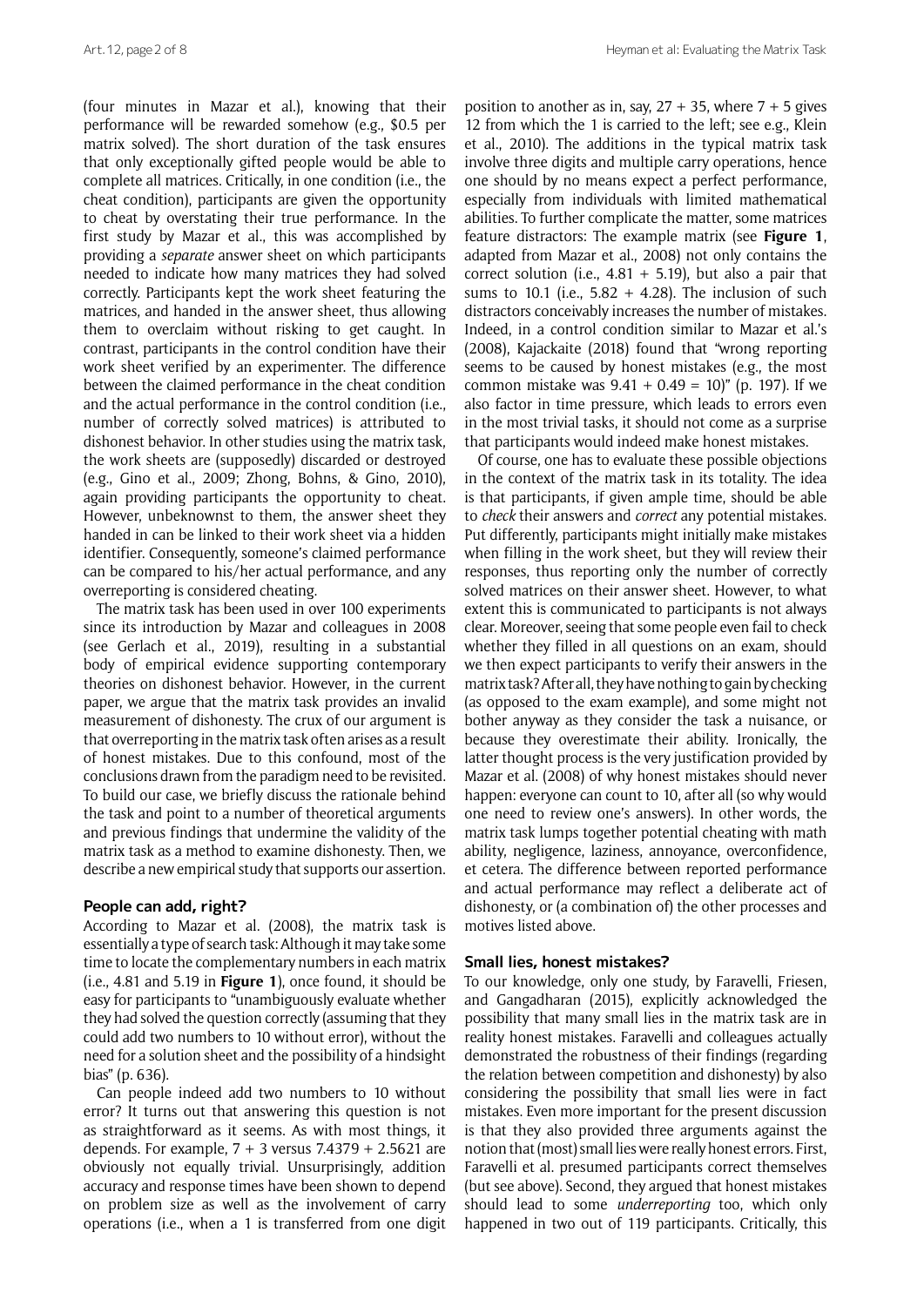(four minutes in Mazar et al.), knowing that their performance will be rewarded somehow (e.g., \$0.5 per matrix solved). The short duration of the task ensures that only exceptionally gifted people would be able to complete all matrices. Critically, in one condition (i.e., the cheat condition), participants are given the opportunity to cheat by overstating their true performance. In the first study by Mazar et al., this was accomplished by providing a *separate* answer sheet on which participants needed to indicate how many matrices they had solved correctly. Participants kept the work sheet featuring the matrices, and handed in the answer sheet, thus allowing them to overclaim without risking to get caught. In contrast, participants in the control condition have their work sheet verified by an experimenter. The difference between the claimed performance in the cheat condition and the actual performance in the control condition (i.e., number of correctly solved matrices) is attributed to dishonest behavior. In other studies using the matrix task, the work sheets are (supposedly) discarded or destroyed (e.g., Gino et al., 2009; Zhong, Bohns, & Gino, 2010), again providing participants the opportunity to cheat. However, unbeknownst to them, the answer sheet they handed in can be linked to their work sheet via a hidden identifier. Consequently, someone's claimed performance can be compared to his/her actual performance, and any overreporting is considered cheating.

The matrix task has been used in over 100 experiments since its introduction by Mazar and colleagues in 2008 (see Gerlach et al., 2019), resulting in a substantial body of empirical evidence supporting contemporary theories on dishonest behavior. However, in the current paper, we argue that the matrix task provides an invalid measurement of dishonesty. The crux of our argument is that overreporting in the matrix task often arises as a result of honest mistakes. Due to this confound, most of the conclusions drawn from the paradigm need to be revisited. To build our case, we briefly discuss the rationale behind the task and point to a number of theoretical arguments and previous findings that undermine the validity of the matrix task as a method to examine dishonesty. Then, we describe a new empirical study that supports our assertion.

## People can add, right?

According to Mazar et al. (2008), the matrix task is essentially a type of search task: Although it may take some time to locate the complementary numbers in each matrix (i.e., 4.81 and 5.19 in **Figure 1**), once found, it should be easy for participants to "unambiguously evaluate whether they had solved the question correctly (assuming that they could add two numbers to 10 without error), without the need for a solution sheet and the possibility of a hindsight bias" (p. 636).

Can people indeed add two numbers to 10 without error? It turns out that answering this question is not as straightforward as it seems. As with most things, it depends. For example, $7 + 3$ versus $7.4379 + 2.5621$ are obviously not equally trivial. Unsurprisingly, addition accuracy and response times have been shown to depend on problem size as well as the involvement of carry operations (i.e., when a 1 is transferred from one digit position to another as in, say, $27 + 35$, where $7 + 5$ gives 12 from which the 1 is carried to the left; see e.g., Klein et al., 2010). The additions in the typical matrix task involve three digits and multiple carry operations, hence one should by no means expect a perfect performance, especially from individuals with limited mathematical abilities. To further complicate the matter, some matrices feature distractors: The example matrix (see **Figure 1**, adapted from Mazar et al., 2008) not only contains the correct solution (i.e., $4.81 + 5.19$), but also a pair that sums to 10.1 (i.e., $5.82 + 4.28$). The inclusion of such distractors conceivably increases the number of mistakes. Indeed, in a control condition similar to Mazar et al.'s (2008), Kajackaite (2018) found that "wrong reporting seems to be caused by honest mistakes (e.g., the most common mistake was $9.41 + 0.49 = 10$)" (p. 197). If we also factor in time pressure, which leads to errors even in the most trivial tasks, it should not come as a surprise that participants would indeed make honest mistakes.

Of course, one has to evaluate these possible objections in the context of the matrix task in its totality. The idea is that participants, if given ample time, should be able to *check* their answers and *correct* any potential mistakes. Put differently, participants might initially make mistakes when filling in the work sheet, but they will review their responses, thus reporting only the number of correctly solved matrices on their answer sheet. However, to what extent this is communicated to participants is not always clear. Moreover, seeing that some people even fail to check whether they filled in all questions on an exam, should we then expect participants to verify their answers in the matrix task? After all, they have nothing to gain by checking (as opposed to the exam example), and some might not bother anyway as they consider the task a nuisance, or because they overestimate their ability. Ironically, the latter thought process is the very justification provided by Mazar et al. (2008) of why honest mistakes should never happen: everyone can count to 10, after all (so why would one need to review one's answers). In other words, the matrix task lumps together potential cheating with math ability, negligence, laziness, annoyance, overconfidence, et cetera. The difference between reported performance and actual performance may reflect a deliberate act of dishonesty, or (a combination of) the other processes and motives listed above.

## Small lies, honest mistakes?

To our knowledge, only one study, by Faravelli, Friesen, and Gangadharan (2015), explicitly acknowledged the possibility that many small lies in the matrix task are in reality honest mistakes. Faravelli and colleagues actually demonstrated the robustness of their findings (regarding the relation between competition and dishonesty) by also considering the possibility that small lies were in fact mistakes. Even more important for the present discussion is that they also provided three arguments against the notion that (most) small lies were really honest errors. First, Faravelli et al. presumed participants correct themselves (but see above). Second, they argued that honest mistakes should lead to some *underreporting* too, which only happened in two out of 119 participants. Critically, this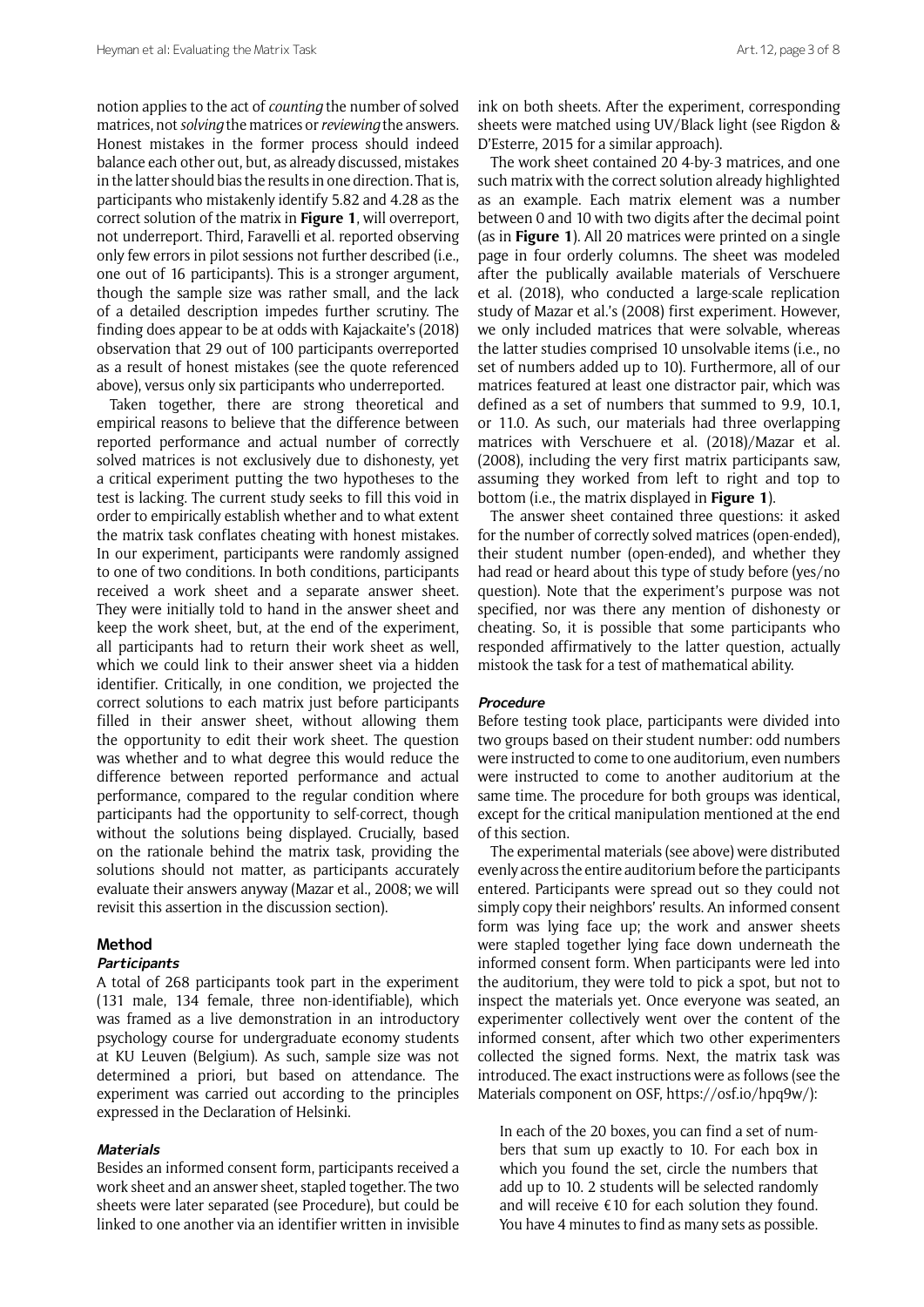notion applies to the act of *counting* the number of solved matrices, not *solving* the matrices or *reviewing* the answers. Honest mistakes in the former process should indeed balance each other out, but, as already discussed, mistakes in the latter should bias the results in one direction. That is, participants who mistakenly identify 5.82 and 4.28 as the correct solution of the matrix in **Figure 1**, will overreport, not underreport. Third, Faravelli et al. reported observing only few errors in pilot sessions not further described (i.e., one out of 16 participants). This is a stronger argument, though the sample size was rather small, and the lack of a detailed description impedes further scrutiny. The finding does appear to be at odds with Kajackaite's (2018) observation that 29 out of 100 participants overreported as a result of honest mistakes (see the quote referenced above), versus only six participants who underreported.

Taken together, there are strong theoretical and empirical reasons to believe that the difference between reported performance and actual number of correctly solved matrices is not exclusively due to dishonesty, yet a critical experiment putting the two hypotheses to the test is lacking. The current study seeks to fill this void in order to empirically establish whether and to what extent the matrix task conflates cheating with honest mistakes. In our experiment, participants were randomly assigned to one of two conditions. In both conditions, participants received a work sheet and a separate answer sheet. They were initially told to hand in the answer sheet and keep the work sheet, but, at the end of the experiment, all participants had to return their work sheet as well, which we could link to their answer sheet via a hidden identifier. Critically, in one condition, we projected the correct solutions to each matrix just before participants filled in their answer sheet, without allowing them the opportunity to edit their work sheet. The question was whether and to what degree this would reduce the difference between reported performance and actual performance, compared to the regular condition where participants had the opportunity to self-correct, though without the solutions being displayed. Crucially, based on the rationale behind the matrix task, providing the solutions should not matter, as participants accurately evaluate their answers anyway (Mazar et al., 2008; we will revisit this assertion in the discussion section).

## Method

### Participants

A total of 268 participants took part in the experiment (131 male, 134 female, three non-identifiable), which was framed as a live demonstration in an introductory psychology course for undergraduate economy students at KU Leuven (Belgium). As such, sample size was not determined a priori, but based on attendance. The experiment was carried out according to the principles expressed in the Declaration of Helsinki.

### Materials

Besides an informed consent form, participants received a work sheet and an answer sheet, stapled together. The two sheets were later separated (see Procedure), but could be linked to one another via an identifier written in invisible ink on both sheets. After the experiment, corresponding sheets were matched using UV/Black light (see Rigdon & D'Esterre, 2015 for a similar approach).

The work sheet contained 20 4-by-3 matrices, and one such matrix with the correct solution already highlighted as an example. Each matrix element was a number between 0 and 10 with two digits after the decimal point (as in **Figure 1**). All 20 matrices were printed on a single page in four orderly columns. The sheet was modeled after the publically available materials of Verschuere et al. (2018), who conducted a large-scale replication study of Mazar et al.'s (2008) first experiment. However, we only included matrices that were solvable, whereas the latter studies comprised 10 unsolvable items (i.e., no set of numbers added up to 10). Furthermore, all of our matrices featured at least one distractor pair, which was defined as a set of numbers that summed to 9.9, 10.1, or 11.0. As such, our materials had three overlapping matrices with Verschuere et al. (2018)/Mazar et al. (2008), including the very first matrix participants saw, assuming they worked from left to right and top to bottom (i.e., the matrix displayed in **Figure 1**).

The answer sheet contained three questions: it asked for the number of correctly solved matrices (open-ended), their student number (open-ended), and whether they had read or heard about this type of study before (yes/no question). Note that the experiment's purpose was not specified, nor was there any mention of dishonesty or cheating. So, it is possible that some participants who responded affirmatively to the latter question, actually mistook the task for a test of mathematical ability.

### Procedure

Before testing took place, participants were divided into two groups based on their student number: odd numbers were instructed to come to one auditorium, even numbers were instructed to come to another auditorium at the same time. The procedure for both groups was identical, except for the critical manipulation mentioned at the end of this section.

The experimental materials (see above) were distributed evenly across the entire auditorium before the participants entered. Participants were spread out so they could not simply copy their neighbors' results. An informed consent form was lying face up; the work and answer sheets were stapled together lying face down underneath the informed consent form. When participants were led into the auditorium, they were told to pick a spot, but not to inspect the materials yet. Once everyone was seated, an experimenter collectively went over the content of the informed consent, after which two other experimenters collected the signed forms. Next, the matrix task was introduced. The exact instructions were as follows (see the Materials component on OSF, https://osf.io/hpq9w/):

> In each of the 20 boxes, you can find a set of numbers that sum up exactly to 10. For each box in which you found the set, circle the numbers that add up to 10. 2 students will be selected randomly and will receive €10 for each solution they found. You have 4 minutes to find as many sets as possible.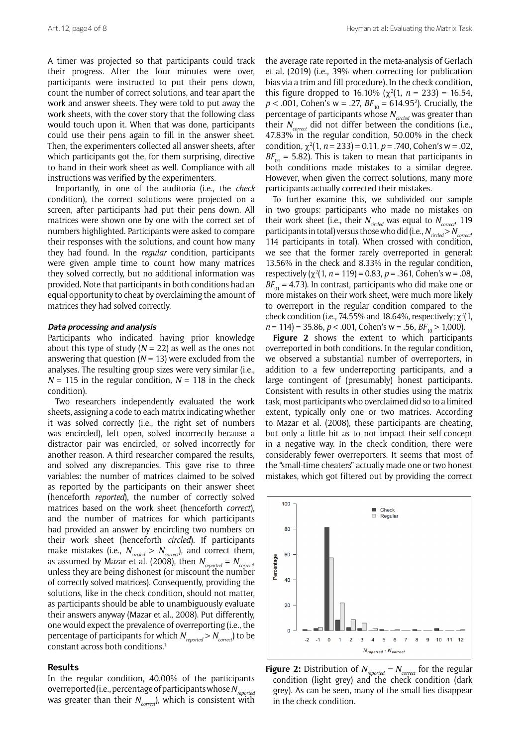A timer was projected so that participants could track their progress. After the four minutes were over, participants were instructed to put their pens down, count the number of correct solutions, and tear apart the work and answer sheets. They were told to put away the work sheets, with the cover story that the following class would touch upon it. When that was done, participants could use their pens again to fill in the answer sheet. Then, the experimenters collected all answer sheets, after which participants got the, for them surprising, directive to hand in their work sheet as well. Compliance with all instructions was verified by the experimenters.

Importantly, in one of the auditoria (i.e., the *check* condition), the correct solutions were projected on a screen, after participants had put their pens down. All matrices were shown one by one with the correct set of numbers highlighted. Participants were asked to compare their responses with the solutions, and count how many they had found. In the *regular* condition, participants were given ample time to count how many matrices they solved correctly, but no additional information was provided. Note that participants in both conditions had an equal opportunity to cheat by overclaiming the amount of matrices they had solved correctly.

#### Data processing and analysis

Participants who indicated having prior knowledge about this type of study ($N = 22$) as well as the ones not answering that question ($N = 13$) were excluded from the analyses. The resulting group sizes were very similar (i.e., $N = 115$ in the regular condition, $N = 118$ in the check condition).

Two researchers independently evaluated the work sheets, assigning a code to each matrix indicating whether it was solved correctly (i.e., the right set of numbers was encircled), left open, solved incorrectly because a distractor pair was encircled, or solved incorrectly for another reason. A third researcher compared the results, and solved any discrepancies. This gave rise to three variables: the number of matrices claimed to be solved as reported by the participants on their answer sheet (henceforth *reported*), the number of correctly solved matrices based on the work sheet (henceforth *correct*), and the number of matrices for which participants had provided an answer by encircling two numbers on their work sheet (henceforth *circled*). If participants make mistakes (i.e., $N_{circled} > N_{correct}$), and correct them, as assumed by Mazar et al. (2008), then $N_{reported} = N_{correct}$, unless they are being dishonest (or miscount the number of correctly solved matrices). Consequently, providing the solutions, like in the check condition, should not matter, as participants should be able to unambiguously evaluate their answers anyway (Mazar et al., 2008). Put differently, one would expect the prevalence of overreporting (i.e., the percentage of participants for which $N_{reported} > N_{correct}$) to be constant across both conditions.[1]

### Results

In the regular condition, 40.00% of the participants overreported (i.e., percentage of participants whose $N_{reported}$ was greater than their $N_{correct}$), which is consistent with the average rate reported in the meta-analysis of Gerlach et al. (2019) (i.e., 39% when correcting for publication bias via a trim and fill procedure). In the check condition, this figure dropped to 16.10% ($\chi^2(1, n = 233) = 16.54$, $p < .001$, Cohen's w = .27, $BF_{10} = 614.95$[2]). Crucially, the percentage of participants whose $N_{circled}$ was greater than their $N_{correct}$ did not differ between the conditions (i.e., 47.83% in the regular condition, 50.00% in the check condition, $\chi^2(1, n = 233) = 0.11$, $p = .740$, Cohen's w = .02, $BF_{01} = 5.82$). This is taken to mean that participants in both conditions made mistakes to a similar degree. However, when given the correct solutions, many more participants actually corrected their mistakes.

To further examine this, we subdivided our sample in two groups: participants who made no mistakes on their work sheet (i.e., their $N_{circled}$ was equal to $N_{correct}$, 119 participants in total) versus those who did (i.e., $N_{circled} > N_{correct}$, 114 participants in total). When crossed with condition, we see that the former rarely overreported in general: 13.56% in the check and 8.33% in the regular condition, respectively ($\chi^2(1, n = 119) = 0.83$, $p = .361$, Cohen's w = .08, $BF_{01} = 4.73$). In contrast, participants who did make one or more mistakes on their work sheet, were much more likely to overreport in the regular condition compared to the check condition (i.e., 74.55% and 18.64%, respectively; $\chi^2(1, n = 114) = 35.86$, $p < .001$, Cohen's w = .56, $BF_{10} > 1{,}000$).

**Figure 2** shows the extent to which participants overreported in both conditions. In the regular condition, we observed a substantial number of overreporters, in addition to a few underreporting participants, and a large contingent of (presumably) honest participants. Consistent with results in other studies using the matrix task, most participants who overclaimed did so to a limited extent, typically only one or two matrices. According to Mazar et al. (2008), these participants are cheating, but only a little bit as to not impact their self-concept in a negative way. In the check condition, there were considerably fewer overreporters. It seems that most of the "small-time cheaters" actually made one or two honest mistakes, which got filtered out by providing the correct

**Figure 2:** Distribution of $N_{reported} - N_{correct}$ for the regular condition (light grey) and the check condition (dark grey). As can be seen, many of the small lies disappear in the check condition.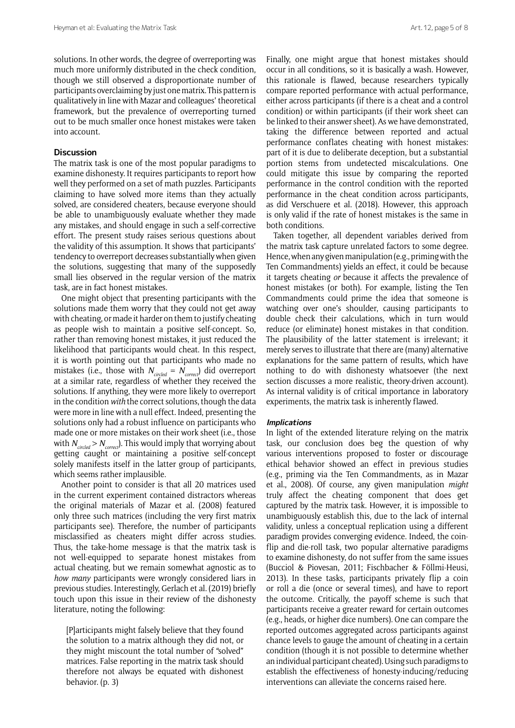solutions. In other words, the degree of overreporting was much more uniformly distributed in the check condition, though we still observed a disproportionate number of participants overclaiming by just one matrix. This pattern is qualitatively in line with Mazar and colleagues' theoretical framework, but the prevalence of overreporting turned out to be much smaller once honest mistakes were taken into account.

## Discussion

The matrix task is one of the most popular paradigms to examine dishonesty. It requires participants to report how well they performed on a set of math puzzles. Participants claiming to have solved more items than they actually solved, are considered cheaters, because everyone should be able to unambiguously evaluate whether they made any mistakes, and should engage in such a self-corrective effort. The present study raises serious questions about the validity of this assumption. It shows that participants' tendency to overreport decreases substantially when given the solutions, suggesting that many of the supposedly small lies observed in the regular version of the matrix task, are in fact honest mistakes.

One might object that presenting participants with the solutions made them worry that they could not get away with cheating, or made it harder on them to justify cheating as people wish to maintain a positive self-concept. So, rather than removing honest mistakes, it just reduced the likelihood that participants would cheat. In this respect, it is worth pointing out that participants who made no mistakes (i.e., those with $N_{circled} = N_{correct}$) did overreport at a similar rate, regardless of whether they received the solutions. If anything, they were more likely to overreport in the condition *with* the correct solutions, though the data were more in line with a null effect. Indeed, presenting the solutions only had a robust influence on participants who made one or more mistakes on their work sheet (i.e., those with $N_{circled} > N_{correct}$). This would imply that worrying about getting caught or maintaining a positive self-concept solely manifests itself in the latter group of participants, which seems rather implausible.

Another point to consider is that all 20 matrices used in the current experiment contained distractors whereas the original materials of Mazar et al. (2008) featured only three such matrices (including the very first matrix participants see). Therefore, the number of participants misclassified as cheaters might differ across studies. Thus, the take-home message is that the matrix task is not well-equipped to separate honest mistakes from actual cheating, but we remain somewhat agnostic as to *how many* participants were wrongly considered liars in previous studies. Interestingly, Gerlach et al. (2019) briefly touch upon this issue in their review of the dishonesty literature, noting the following:

> [P]articipants might falsely believe that they found the solution to a matrix although they did not, or they might miscount the total number of "solved" matrices. False reporting in the matrix task should therefore not always be equated with dishonest behavior. (p. 3)

Finally, one might argue that honest mistakes should occur in all conditions, so it is basically a wash. However, this rationale is flawed, because researchers typically compare reported performance with actual performance, either across participants (if there is a cheat and a control condition) or within participants (if their work sheet can be linked to their answer sheet). As we have demonstrated, taking the difference between reported and actual performance conflates cheating with honest mistakes: part of it is due to deliberate deception, but a substantial portion stems from undetected miscalculations. One could mitigate this issue by comparing the reported performance in the control condition with the reported performance in the cheat condition across participants, as did Verschuere et al. (2018). However, this approach is only valid if the rate of honest mistakes is the same in both conditions.

Taken together, all dependent variables derived from the matrix task capture unrelated factors to some degree. Hence, when any given manipulation (e.g., priming with the Ten Commandments) yields an effect, it could be because it targets cheating *or* because it affects the prevalence of honest mistakes (or both). For example, listing the Ten Commandments could prime the idea that someone is watching over one's shoulder, causing participants to double check their calculations, which in turn would reduce (or eliminate) honest mistakes in that condition. The plausibility of the latter statement is irrelevant; it merely serves to illustrate that there are (many) alternative explanations for the same pattern of results, which have nothing to do with dishonesty whatsoever (the next section discusses a more realistic, theory-driven account). As internal validity is of critical importance in laboratory experiments, the matrix task is inherently flawed.

### *Implications*

In light of the extended literature relying on the matrix task, our conclusion does beg the question of why various interventions proposed to foster or discourage ethical behavior showed an effect in previous studies (e.g., priming via the Ten Commandments, as in Mazar et al., 2008). Of course, any given manipulation *might* truly affect the cheating component that does get captured by the matrix task. However, it is impossible to unambiguously establish this, due to the lack of internal validity, unless a conceptual replication using a different paradigm provides converging evidence. Indeed, the coin-flip and die-roll task, two popular alternative paradigms to examine dishonesty, do not suffer from the same issues (Bucciol & Piovesan, 2011; Fischbacher & Föllmi-Heusi, 2013). In these tasks, participants privately flip a coin or roll a die (once or several times), and have to report the outcome. Critically, the payoff scheme is such that participants receive a greater reward for certain outcomes (e.g., heads, or higher dice numbers). One can compare the reported outcomes aggregated across participants against chance levels to gauge the amount of cheating in a certain condition (though it is not possible to determine whether an individual participant cheated). Using such paradigms to establish the effectiveness of honesty-inducing/reducing interventions can alleviate the concerns raised here.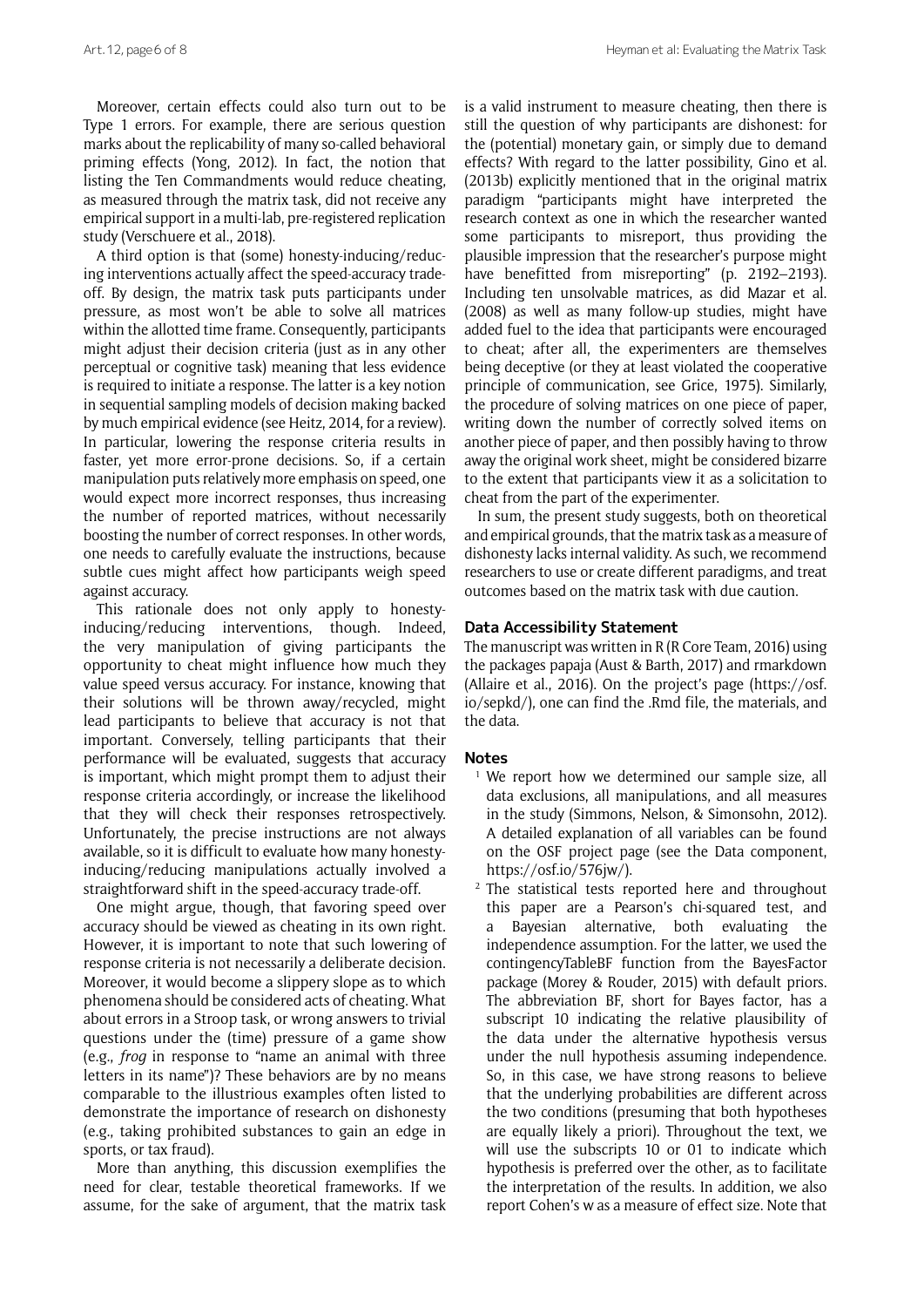Moreover, certain effects could also turn out to be Type 1 errors. For example, there are serious question marks about the replicability of many so-called behavioral priming effects (Yong, 2012). In fact, the notion that listing the Ten Commandments would reduce cheating, as measured through the matrix task, did not receive any empirical support in a multi-lab, pre-registered replication study (Verschuere et al., 2018).

A third option is that (some) honesty-inducing/reducing interventions actually affect the speed-accuracy tradeoff. By design, the matrix task puts participants under pressure, as most won't be able to solve all matrices within the allotted time frame. Consequently, participants might adjust their decision criteria (just as in any other perceptual or cognitive task) meaning that less evidence is required to initiate a response. The latter is a key notion in sequential sampling models of decision making backed by much empirical evidence (see Heitz, 2014, for a review). In particular, lowering the response criteria results in faster, yet more error-prone decisions. So, if a certain manipulation puts relatively more emphasis on speed, one would expect more incorrect responses, thus increasing the number of reported matrices, without necessarily boosting the number of correct responses. In other words, one needs to carefully evaluate the instructions, because subtle cues might affect how participants weigh speed against accuracy.

This rationale does not only apply to honesty-inducing/reducing interventions, though. Indeed, the very manipulation of giving participants the opportunity to cheat might influence how much they value speed versus accuracy. For instance, knowing that their solutions will be thrown away/recycled, might lead participants to believe that accuracy is not that important. Conversely, telling participants that their performance will be evaluated, suggests that accuracy is important, which might prompt them to adjust their response criteria accordingly, or increase the likelihood that they will check their responses retrospectively. Unfortunately, the precise instructions are not always available, so it is difficult to evaluate how many honesty-inducing/reducing manipulations actually involved a straightforward shift in the speed-accuracy trade-off.

One might argue, though, that favoring speed over accuracy should be viewed as cheating in its own right. However, it is important to note that such lowering of response criteria is not necessarily a deliberate decision. Moreover, it would become a slippery slope as to which phenomena should be considered acts of cheating. What about errors in a Stroop task, or wrong answers to trivial questions under the (time) pressure of a game show (e.g., *frog* in response to "name an animal with three letters in its name")? These behaviors are by no means comparable to the illustrious examples often listed to demonstrate the importance of research on dishonesty (e.g., taking prohibited substances to gain an edge in sports, or tax fraud).

More than anything, this discussion exemplifies the need for clear, testable theoretical frameworks. If we assume, for the sake of argument, that the matrix task is a valid instrument to measure cheating, then there is still the question of why participants are dishonest: for the (potential) monetary gain, or simply due to demand effects? With regard to the latter possibility, Gino et al. (2013b) explicitly mentioned that in the original matrix paradigm "participants might have interpreted the research context as one in which the researcher wanted some participants to misreport, thus providing the plausible impression that the researcher's purpose might have benefitted from misreporting" (p. 2192–2193). Including ten unsolvable matrices, as did Mazar et al. (2008) as well as many follow-up studies, might have added fuel to the idea that participants were encouraged to cheat; after all, the experimenters are themselves being deceptive (or they at least violated the cooperative principle of communication, see Grice, 1975). Similarly, the procedure of solving matrices on one piece of paper, writing down the number of correctly solved items on another piece of paper, and then possibly having to throw away the original work sheet, might be considered bizarre to the extent that participants view it as a solicitation to cheat from the part of the experimenter.

In sum, the present study suggests, both on theoretical and empirical grounds, that the matrix task as a measure of dishonesty lacks internal validity. As such, we recommend researchers to use or create different paradigms, and treat outcomes based on the matrix task with due caution.

### Data Accessibility Statement

The manuscript was written in R (R Core Team, 2016) using the packages papaja (Aust & Barth, 2017) and rmarkdown (Allaire et al., 2016). On the project's page (https://osf.io/sepkd/), one can find the .Rmd file, the materials, and the data.

### Notes

[1] We report how we determined our sample size, all data exclusions, all manipulations, and all measures in the study (Simmons, Nelson, & Simonsohn, 2012). A detailed explanation of all variables can be found on the OSF project page (see the Data component, https://osf.io/576jw/).

[2] The statistical tests reported here and throughout this paper are a Pearson's chi-squared test, and a Bayesian alternative, both evaluating the independence assumption. For the latter, we used the contingencyTableBF function from the BayesFactor package (Morey & Rouder, 2015) with default priors. The abbreviation BF, short for Bayes factor, has a subscript 10 indicating the relative plausibility of the data under the alternative hypothesis versus under the null hypothesis assuming independence. So, in this case, we have strong reasons to believe that the underlying probabilities are different across the two conditions (presuming that both hypotheses are equally likely a priori). Throughout the text, we will use the subscripts 10 or 01 to indicate which hypothesis is preferred over the other, as to facilitate the interpretation of the results. In addition, we also report Cohen's w as a measure of effect size. Note that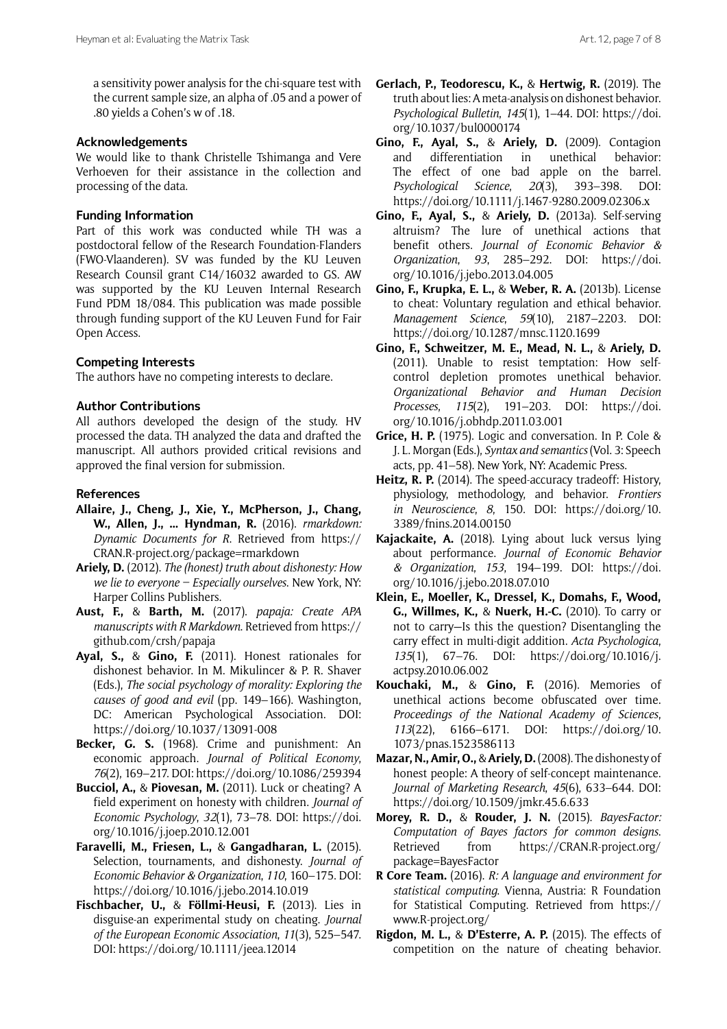a sensitivity power analysis for the chi-square test with the current sample size, an alpha of .05 and a power of .80 yields a Cohen's w of .18.

## Acknowledgements

We would like to thank Christelle Tshimanga and Vere Verhoeven for their assistance in the collection and processing of the data.

## Funding Information

Part of this work was conducted while TH was a postdoctoral fellow of the Research Foundation-Flanders (FWO-Vlaanderen). SV was funded by the KU Leuven Research Counsil grant C14/16032 awarded to GS. AW was supported by the KU Leuven Internal Research Fund PDM 18/084. This publication was made possible through funding support of the KU Leuven Fund for Fair Open Access.

## Competing Interests

The authors have no competing interests to declare.

## Author Contributions

All authors developed the design of the study. HV processed the data. TH analyzed the data and drafted the manuscript. All authors provided critical revisions and approved the final version for submission.

## References

**Allaire, J., Cheng, J., Xie, Y., McPherson, J., Chang, W., Allen, J., … Hyndman, R.** (2016). *rmarkdown: Dynamic Documents for R*. Retrieved from https://CRAN.R-project.org/package=rmarkdown

**Ariely, D.** (2012). *The (honest) truth about dishonesty: How we lie to everyone – Especially ourselves*. New York, NY: Harper Collins Publishers.

**Aust, F.,** & **Barth, M.** (2017). *papaja: Create APA manuscripts with R Markdown*. Retrieved from https://github.com/crsh/papaja

**Ayal, S.,** & **Gino, F.** (2011). Honest rationales for dishonest behavior. In M. Mikulincer & P. R. Shaver (Eds.), *The social psychology of morality: Exploring the causes of good and evil* (pp. 149–166). Washington, DC: American Psychological Association. DOI: https://doi.org/10.1037/13091-008

**Becker, G. S.** (1968). Crime and punishment: An economic approach. *Journal of Political Economy*, *76*(2), 169–217. DOI: https://doi.org/10.1086/259394

**Bucciol, A.,** & **Piovesan, M.** (2011). Luck or cheating? A field experiment on honesty with children. *Journal of Economic Psychology*, *32*(1), 73–78. DOI: https://doi.org/10.1016/j.joep.2010.12.001

**Faravelli, M., Friesen, L.,** & **Gangadharan, L.** (2015). Selection, tournaments, and dishonesty. *Journal of Economic Behavior & Organization*, *110*, 160–175. DOI: https://doi.org/10.1016/j.jebo.2014.10.019

**Fischbacher, U.,** & **Föllmi-Heusi, F.** (2013). Lies in disguise-an experimental study on cheating. *Journal of the European Economic Association*, *11*(3), 525–547. DOI: https://doi.org/10.1111/jeea.12014

**Gerlach, P., Teodorescu, K.,** & **Hertwig, R.** (2019). The truth about lies: A meta-analysis on dishonest behavior. *Psychological Bulletin*, *145*(1), 1–44. DOI: https://doi.org/10.1037/bul0000174

**Gino, F., Ayal, S.,** & **Ariely, D.** (2009). Contagion and differentiation in unethical behavior: The effect of one bad apple on the barrel. *Psychological Science*, *20*(3), 393–398. DOI: https://doi.org/10.1111/j.1467-9280.2009.02306.x

**Gino, F., Ayal, S.,** & **Ariely, D.** (2013a). Self-serving altruism? The lure of unethical actions that benefit others. *Journal of Economic Behavior & Organization*, *93*, 285–292. DOI: https://doi.org/10.1016/j.jebo.2013.04.005

**Gino, F., Krupka, E. L.,** & **Weber, R. A.** (2013b). License to cheat: Voluntary regulation and ethical behavior. *Management Science*, *59*(10), 2187–2203. DOI: https://doi.org/10.1287/mnsc.1120.1699

**Gino, F., Schweitzer, M. E., Mead, N. L.,** & **Ariely, D.** (2011). Unable to resist temptation: How self-control depletion promotes unethical behavior. *Organizational Behavior and Human Decision Processes*, *115*(2), 191–203. DOI: https://doi.org/10.1016/j.obhdp.2011.03.001

**Grice, H. P.** (1975). Logic and conversation. In P. Cole & J. L. Morgan (Eds.), *Syntax and semantics* (Vol. 3: Speech acts, pp. 41–58). New York, NY: Academic Press.

**Heitz, R. P.** (2014). The speed-accuracy tradeoff: History, physiology, methodology, and behavior. *Frontiers in Neuroscience*, *8*, 150. DOI: https://doi.org/10.3389/fnins.2014.00150

**Kajackaite, A.** (2018). Lying about luck versus lying about performance. *Journal of Economic Behavior & Organization*, *153*, 194–199. DOI: https://doi.org/10.1016/j.jebo.2018.07.010

**Klein, E., Moeller, K., Dressel, K., Domahs, F., Wood, G., Willmes, K.,** & **Nuerk, H.-C.** (2010). To carry or not to carry—Is this the question? Disentangling the carry effect in multi-digit addition. *Acta Psychologica*, *135*(1), 67–76. DOI: https://doi.org/10.1016/j.actpsy.2010.06.002

**Kouchaki, M.,** & **Gino, F.** (2016). Memories of unethical actions become obfuscated over time. *Proceedings of the National Academy of Sciences*, *113*(22), 6166–6171. DOI: https://doi.org/10.1073/pnas.1523586113

**Mazar, N., Amir, O.,** & **Ariely, D.** (2008). The dishonesty of honest people: A theory of self-concept maintenance. *Journal of Marketing Research*, *45*(6), 633–644. DOI: https://doi.org/10.1509/jmkr.45.6.633

**Morey, R. D.,** & **Rouder, J. N.** (2015). *BayesFactor: Computation of Bayes factors for common designs*. Retrieved from https://CRAN.R-project.org/package=BayesFactor

**R Core Team.** (2016). *R: A language and environment for statistical computing*. Vienna, Austria: R Foundation for Statistical Computing. Retrieved from https://www.R-project.org/

**Rigdon, M. L.,** & **D'Esterre, A. P.** (2015). The effects of competition on the nature of cheating behavior.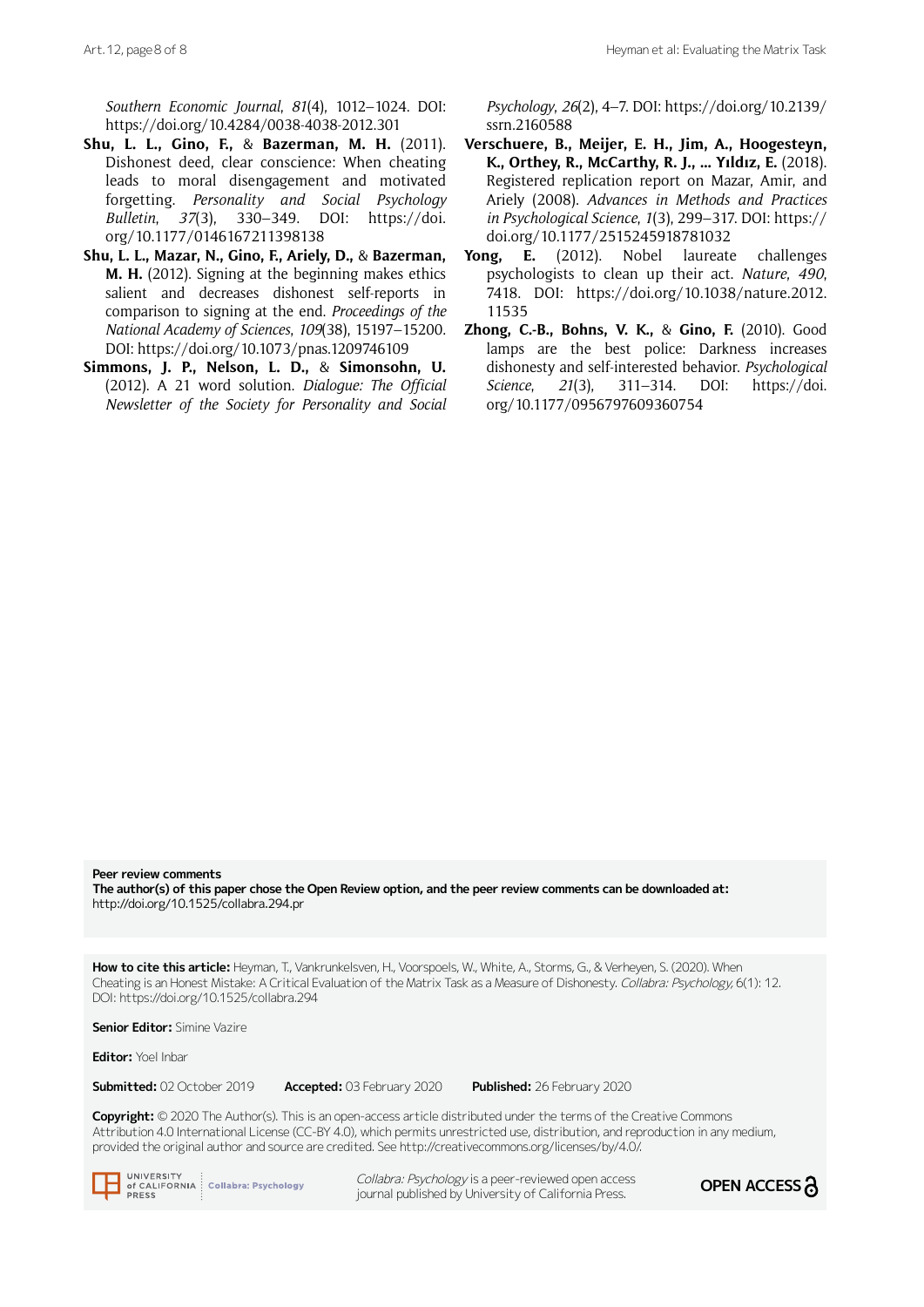*Southern Economic Journal*, *81*(4), 1012–1024. DOI: https://doi.org/10.4284/0038-4038-2012.301

**Shu, L. L., Gino, F.,** & **Bazerman, M. H.** (2011). Dishonest deed, clear conscience: When cheating leads to moral disengagement and motivated forgetting. *Personality and Social Psychology Bulletin*, *37*(3), 330–349. DOI: https://doi.org/10.1177/0146167211398138

**Shu, L. L., Mazar, N., Gino, F., Ariely, D.,** & **Bazerman, M. H.** (2012). Signing at the beginning makes ethics salient and decreases dishonest self-reports in comparison to signing at the end. *Proceedings of the National Academy of Sciences*, *109*(38), 15197–15200. DOI: https://doi.org/10.1073/pnas.1209746109

**Simmons, J. P., Nelson, L. D.,** & **Simonsohn, U.** (2012). A 21 word solution. *Dialogue: The Official Newsletter of the Society for Personality and Social Psychology*, *26*(2), 4–7. DOI: https://doi.org/10.2139/ssrn.2160588

**Verschuere, B., Meijer, E. H., Jim, A., Hoogesteyn, K., Orthey, R., McCarthy, R. J., ... Yıldız, E.** (2018). Registered replication report on Mazar, Amir, and Ariely (2008). *Advances in Methods and Practices in Psychological Science*, *1*(3), 299–317. DOI: https://doi.org/10.1177/2515245918781032

**Yong, E.** (2012). Nobel laureate challenges psychologists to clean up their act. *Nature*, *490*, 7418. DOI: https://doi.org/10.1038/nature.2012.11535

**Zhong, C.-B., Bohns, V. K.,** & **Gino, F.** (2010). Good lamps are the best police: Darkness increases dishonesty and self-interested behavior. *Psychological Science*, *21*(3), 311–314. DOI: https://doi.org/10.1177/0956797609360754

**Peer review comments**
**The author(s) of this paper chose the Open Review option, and the peer review comments can be downloaded at:** http://doi.org/10.1525/collabra.294.pr

**How to cite this article:** Heyman, T., Vankrunkelsven, H., Voorspoels, W., White, A., Storms, G., & Verheyen, S. (2020). When Cheating is an Honest Mistake: A Critical Evaluation of the Matrix Task as a Measure of Dishonesty. *Collabra: Psychology*, 6(1): 12. DOI: https://doi.org/10.1525/collabra.294

**Senior Editor:** Simine Vazire

**Editor:** Yoel Inbar

**Submitted:** 02 October 2019 **Accepted:** 03 February 2020 **Published:** 26 February 2020

**Copyright:** © 2020 The Author(s). This is an open-access article distributed under the terms of the Creative Commons Attribution 4.0 International License (CC-BY 4.0), which permits unrestricted use, distribution, and reproduction in any medium, provided the original author and source are credited. See http://creativecommons.org/licenses/by/4.0/.

*Collabra: Psychology* is a peer-reviewed open access journal published by University of California Press.

OPEN ACCESS